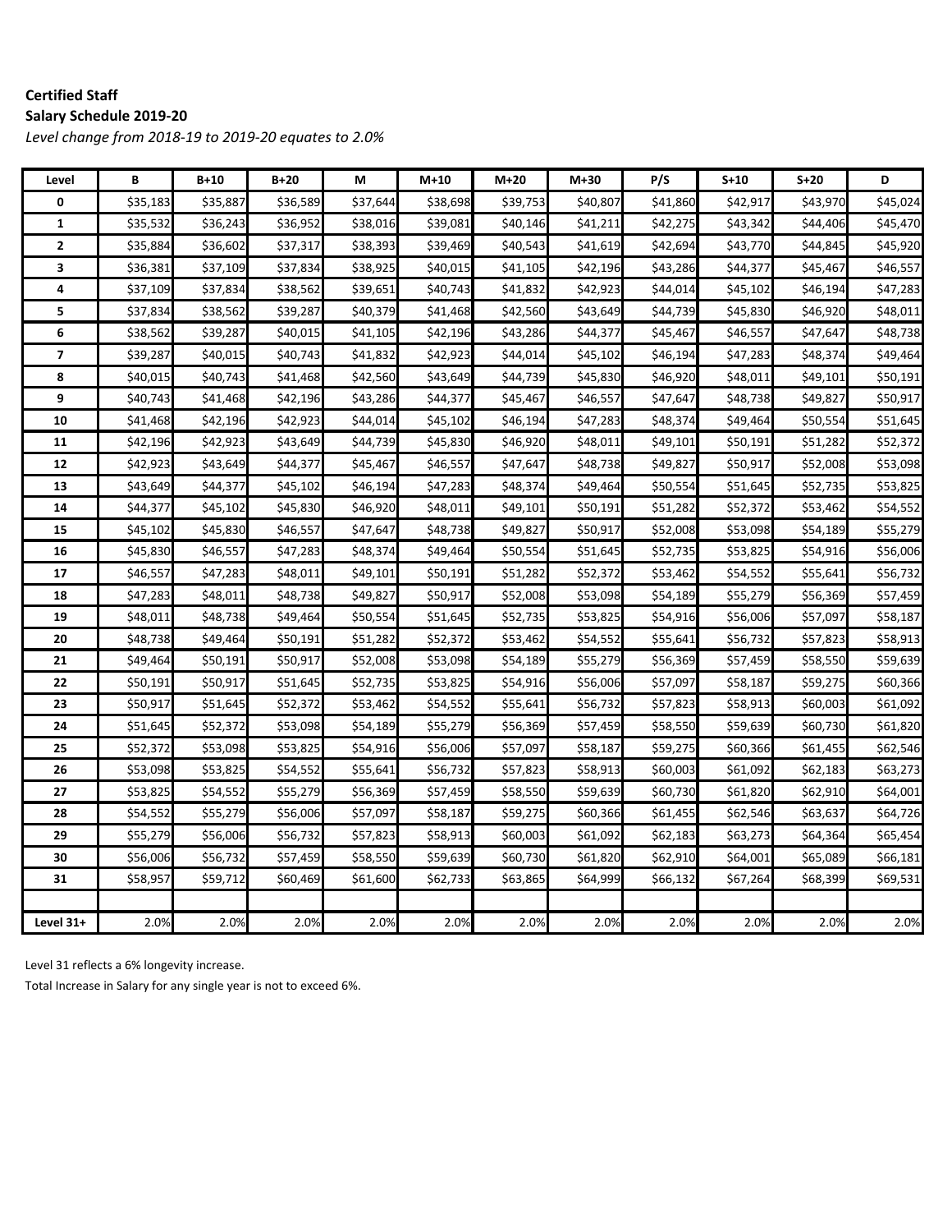**Certified Staff**

**Salary Schedule 2019-20**

*Level change from 2018-19 to 2019-20 equates to 2.0%*

| Level | B | B+10 | B+20 | M | M+10 | M+20 | M+30 | P/S | S+10 | S+20 | D |
|---|---|---|---|---|---|---|---|---|---|---|---|
| 0 | $35,183 | $35,887 | $36,589 | $37,644 | $38,698 | $39,753 | $40,807 | $41,860 | $42,917 | $43,970 | $45,024 |
| 1 | $35,532 | $36,243 | $36,952 | $38,016 | $39,081 | $40,146 | $41,211 | $42,275 | $43,342 | $44,406 | $45,470 |
| 2 | $35,884 | $36,602 | $37,317 | $38,393 | $39,469 | $40,543 | $41,619 | $42,694 | $43,770 | $44,845 | $45,920 |
| 3 | $36,381 | $37,109 | $37,834 | $38,925 | $40,015 | $41,105 | $42,196 | $43,286 | $44,377 | $45,467 | $46,557 |
| 4 | $37,109 | $37,834 | $38,562 | $39,651 | $40,743 | $41,832 | $42,923 | $44,014 | $45,102 | $46,194 | $47,283 |
| 5 | $37,834 | $38,562 | $39,287 | $40,379 | $41,468 | $42,560 | $43,649 | $44,739 | $45,830 | $46,920 | $48,011 |
| 6 | $38,562 | $39,287 | $40,015 | $41,105 | $42,196 | $43,286 | $44,377 | $45,467 | $46,557 | $47,647 | $48,738 |
| 7 | $39,287 | $40,015 | $40,743 | $41,832 | $42,923 | $44,014 | $45,102 | $46,194 | $47,283 | $48,374 | $49,464 |
| 8 | $40,015 | $40,743 | $41,468 | $42,560 | $43,649 | $44,739 | $45,830 | $46,920 | $48,011 | $49,101 | $50,191 |
| 9 | $40,743 | $41,468 | $42,196 | $43,286 | $44,377 | $45,467 | $46,557 | $47,647 | $48,738 | $49,827 | $50,917 |
| 10 | $41,468 | $42,196 | $42,923 | $44,014 | $45,102 | $46,194 | $47,283 | $48,374 | $49,464 | $50,554 | $51,645 |
| 11 | $42,196 | $42,923 | $43,649 | $44,739 | $45,830 | $46,920 | $48,011 | $49,101 | $50,191 | $51,282 | $52,372 |
| 12 | $42,923 | $43,649 | $44,377 | $45,467 | $46,557 | $47,647 | $48,738 | $49,827 | $50,917 | $52,008 | $53,098 |
| 13 | $43,649 | $44,377 | $45,102 | $46,194 | $47,283 | $48,374 | $49,464 | $50,554 | $51,645 | $52,735 | $53,825 |
| 14 | $44,377 | $45,102 | $45,830 | $46,920 | $48,011 | $49,101 | $50,191 | $51,282 | $52,372 | $53,462 | $54,552 |
| 15 | $45,102 | $45,830 | $46,557 | $47,647 | $48,738 | $49,827 | $50,917 | $52,008 | $53,098 | $54,189 | $55,279 |
| 16 | $45,830 | $46,557 | $47,283 | $48,374 | $49,464 | $50,554 | $51,645 | $52,735 | $53,825 | $54,916 | $56,006 |
| 17 | $46,557 | $47,283 | $48,011 | $49,101 | $50,191 | $51,282 | $52,372 | $53,462 | $54,552 | $55,641 | $56,732 |
| 18 | $47,283 | $48,011 | $48,738 | $49,827 | $50,917 | $52,008 | $53,098 | $54,189 | $55,279 | $56,369 | $57,459 |
| 19 | $48,011 | $48,738 | $49,464 | $50,554 | $51,645 | $52,735 | $53,825 | $54,916 | $56,006 | $57,097 | $58,187 |
| 20 | $48,738 | $49,464 | $50,191 | $51,282 | $52,372 | $53,462 | $54,552 | $55,641 | $56,732 | $57,823 | $58,913 |
| 21 | $49,464 | $50,191 | $50,917 | $52,008 | $53,098 | $54,189 | $55,279 | $56,369 | $57,459 | $58,550 | $59,639 |
| 22 | $50,191 | $50,917 | $51,645 | $52,735 | $53,825 | $54,916 | $56,006 | $57,097 | $58,187 | $59,275 | $60,366 |
| 23 | $50,917 | $51,645 | $52,372 | $53,462 | $54,552 | $55,641 | $56,732 | $57,823 | $58,913 | $60,003 | $61,092 |
| 24 | $51,645 | $52,372 | $53,098 | $54,189 | $55,279 | $56,369 | $57,459 | $58,550 | $59,639 | $60,730 | $61,820 |
| 25 | $52,372 | $53,098 | $53,825 | $54,916 | $56,006 | $57,097 | $58,187 | $59,275 | $60,366 | $61,455 | $62,546 |
| 26 | $53,098 | $53,825 | $54,552 | $55,641 | $56,732 | $57,823 | $58,913 | $60,003 | $61,092 | $62,183 | $63,273 |
| 27 | $53,825 | $54,552 | $55,279 | $56,369 | $57,459 | $58,550 | $59,639 | $60,730 | $61,820 | $62,910 | $64,001 |
| 28 | $54,552 | $55,279 | $56,006 | $57,097 | $58,187 | $59,275 | $60,366 | $61,455 | $62,546 | $63,637 | $64,726 |
| 29 | $55,279 | $56,006 | $56,732 | $57,823 | $58,913 | $60,003 | $61,092 | $62,183 | $63,273 | $64,364 | $65,454 |
| 30 | $56,006 | $56,732 | $57,459 | $58,550 | $59,639 | $60,730 | $61,820 | $62,910 | $64,001 | $65,089 | $66,181 |
| 31 | $58,957 | $59,712 | $60,469 | $61,600 | $62,733 | $63,865 | $64,999 | $66,132 | $67,264 | $68,399 | $69,531 |
| | | | | | | | | | | | |
| Level 31+ | 2.0% | 2.0% | 2.0% | 2.0% | 2.0% | 2.0% | 2.0% | 2.0% | 2.0% | 2.0% | 2.0% |

Level 31 reflects a 6% longevity increase.

Total Increase in Salary for any single year is not to exceed 6%.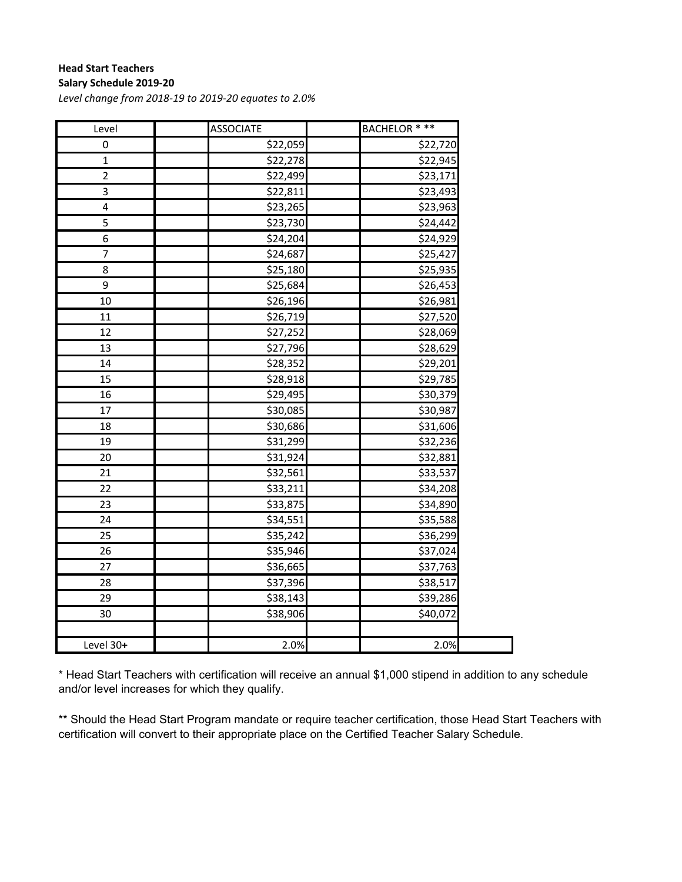**Head Start Teachers**

**Salary Schedule 2019-20**

*Level change from 2018-19 to 2019-20 equates to 2.0%*

| Level | | ASSOCIATE | | BACHELOR * ** |
|---|---|---|---|---|
| 0 | | $22,059 | | $22,720 |
| 1 | | $22,278 | | $22,945 |
| 2 | | $22,499 | | $23,171 |
| 3 | | $22,811 | | $23,493 |
| 4 | | $23,265 | | $23,963 |
| 5 | | $23,730 | | $24,442 |
| 6 | | $24,204 | | $24,929 |
| 7 | | $24,687 | | $25,427 |
| 8 | | $25,180 | | $25,935 |
| 9 | | $25,684 | | $26,453 |
| 10 | | $26,196 | | $26,981 |
| 11 | | $26,719 | | $27,520 |
| 12 | | $27,252 | | $28,069 |
| 13 | | $27,796 | | $28,629 |
| 14 | | $28,352 | | $29,201 |
| 15 | | $28,918 | | $29,785 |
| 16 | | $29,495 | | $30,379 |
| 17 | | $30,085 | | $30,987 |
| 18 | | $30,686 | | $31,606 |
| 19 | | $31,299 | | $32,236 |
| 20 | | $31,924 | | $32,881 |
| 21 | | $32,561 | | $33,537 |
| 22 | | $33,211 | | $34,208 |
| 23 | | $33,875 | | $34,890 |
| 24 | | $34,551 | | $35,588 |
| 25 | | $35,242 | | $36,299 |
| 26 | | $35,946 | | $37,024 |
| 27 | | $36,665 | | $37,763 |
| 28 | | $37,396 | | $38,517 |
| 29 | | $38,143 | | $39,286 |
| 30 | | $38,906 | | $40,072 |
| | | | | |
| Level 30**+** | | 2.0% | | 2.0% |

\* Head Start Teachers with certification will receive an annual $1,000 stipend in addition to any schedule and/or level increases for which they qualify.

** Should the Head Start Program mandate or require teacher certification, those Head Start Teachers with certification will convert to their appropriate place on the Certified Teacher Salary Schedule.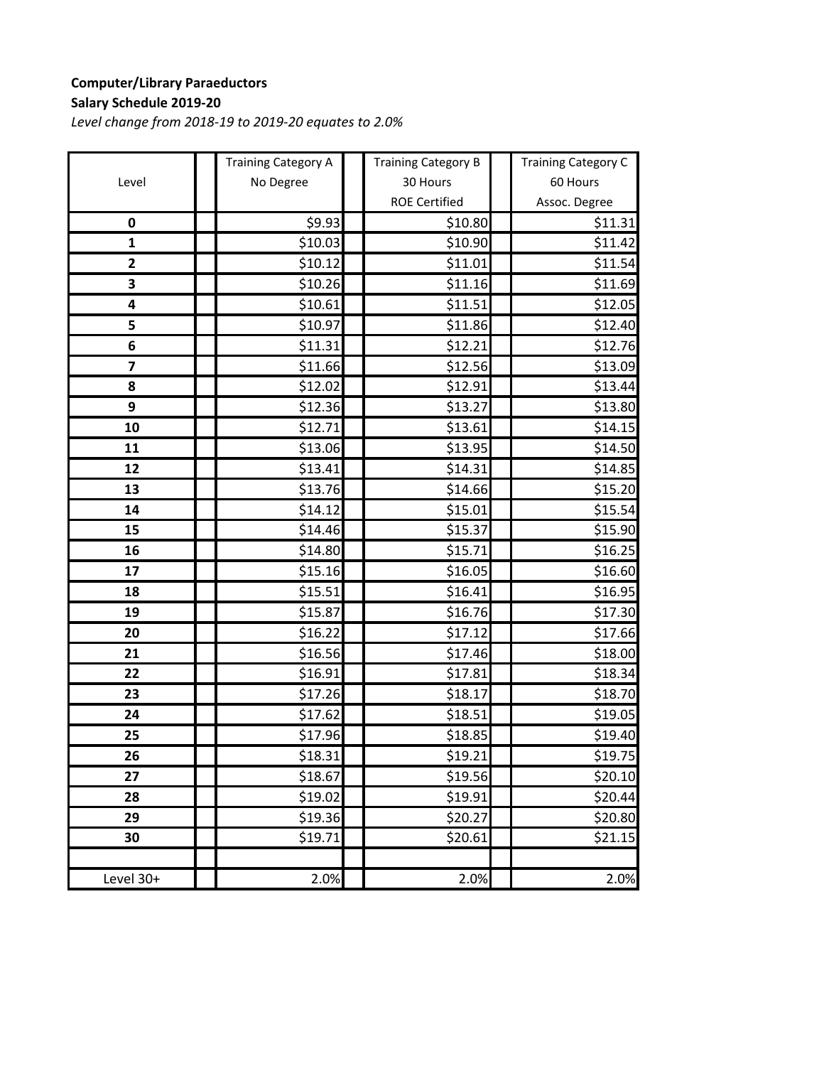**Computer/Library Paraeductors**

**Salary Schedule 2019-20**

*Level change from 2018-19 to 2019-20 equates to 2.0%*

| Level | Training Category A No Degree | Training Category B 30 Hours ROE Certified | Training Category C 60 Hours Assoc. Degree |
|---|---|---|---|
| **0** | $9.93 | $10.80 | $11.31 |
| **1** | $10.03 | $10.90 | $11.42 |
| **2** | $10.12 | $11.01 | $11.54 |
| **3** | $10.26 | $11.16 | $11.69 |
| **4** | $10.61 | $11.51 | $12.05 |
| **5** | $10.97 | $11.86 | $12.40 |
| **6** | $11.31 | $12.21 | $12.76 |
| **7** | $11.66 | $12.56 | $13.09 |
| **8** | $12.02 | $12.91 | $13.44 |
| **9** | $12.36 | $13.27 | $13.80 |
| **10** | $12.71 | $13.61 | $14.15 |
| **11** | $13.06 | $13.95 | $14.50 |
| **12** | $13.41 | $14.31 | $14.85 |
| **13** | $13.76 | $14.66 | $15.20 |
| **14** | $14.12 | $15.01 | $15.54 |
| **15** | $14.46 | $15.37 | $15.90 |
| **16** | $14.80 | $15.71 | $16.25 |
| **17** | $15.16 | $16.05 | $16.60 |
| **18** | $15.51 | $16.41 | $16.95 |
| **19** | $15.87 | $16.76 | $17.30 |
| **20** | $16.22 | $17.12 | $17.66 |
| **21** | $16.56 | $17.46 | $18.00 |
| **22** | $16.91 | $17.81 | $18.34 |
| **23** | $17.26 | $18.17 | $18.70 |
| **24** | $17.62 | $18.51 | $19.05 |
| **25** | $17.96 | $18.85 | $19.40 |
| **26** | $18.31 | $19.21 | $19.75 |
| **27** | $18.67 | $19.56 | $20.10 |
| **28** | $19.02 | $19.91 | $20.44 |
| **29** | $19.36 | $20.27 | $20.80 |
| **30** | $19.71 | $20.61 | $21.15 |
| | | | |
| Level 30+ | 2.0% | 2.0% | 2.0% |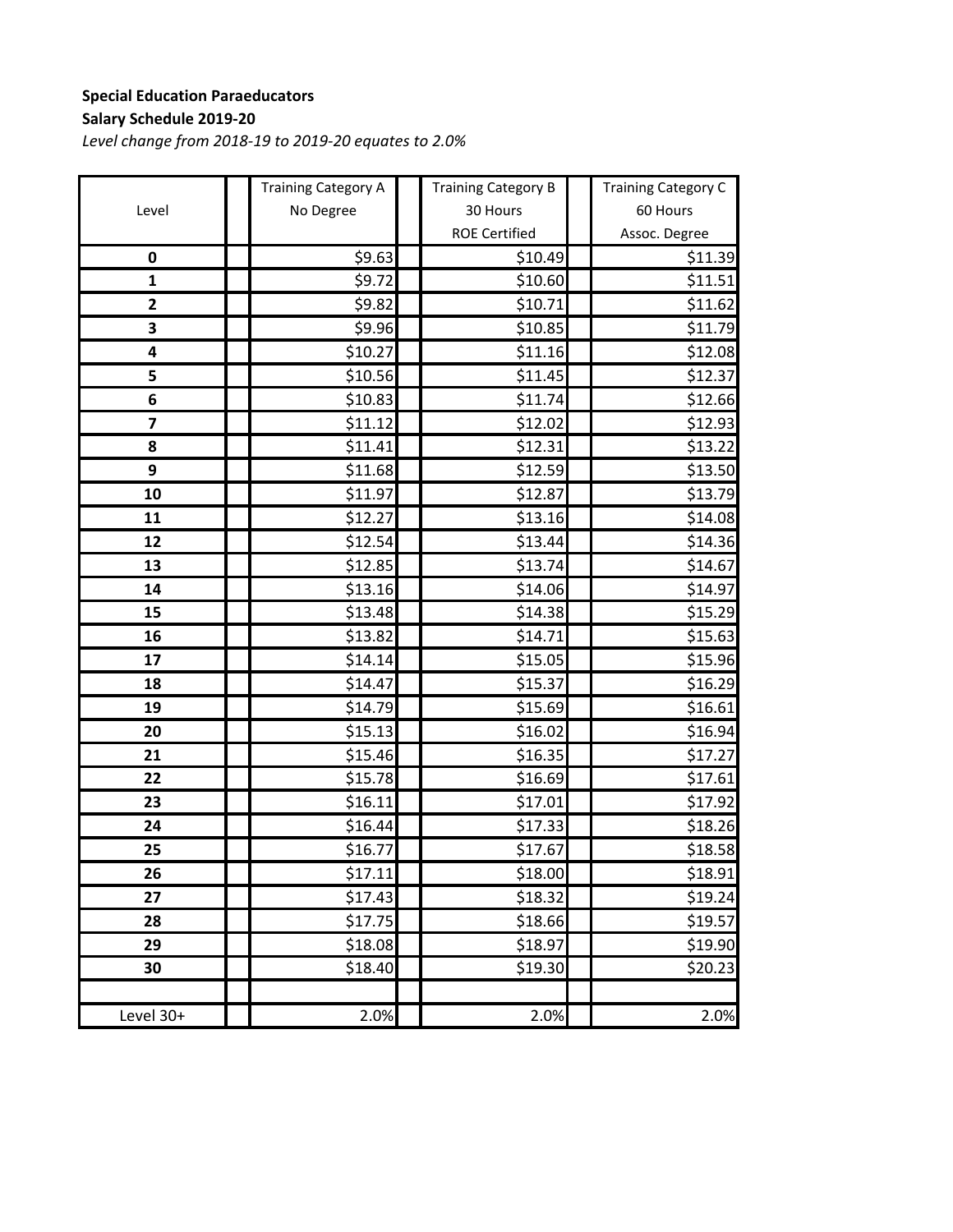**Special Education Paraeducators**

**Salary Schedule 2019-20**

*Level change from 2018-19 to 2019-20 equates to 2.0%*

| Level | Training Category A No Degree | Training Category B 30 Hours ROE Certified | Training Category C 60 Hours Assoc. Degree |
|---|---|---|---|
| **0** | $9.63 | $10.49 | $11.39 |
| **1** | $9.72 | $10.60 | $11.51 |
| **2** | $9.82 | $10.71 | $11.62 |
| **3** | $9.96 | $10.85 | $11.79 |
| **4** | $10.27 | $11.16 | $12.08 |
| **5** | $10.56 | $11.45 | $12.37 |
| **6** | $10.83 | $11.74 | $12.66 |
| **7** | $11.12 | $12.02 | $12.93 |
| **8** | $11.41 | $12.31 | $13.22 |
| **9** | $11.68 | $12.59 | $13.50 |
| **10** | $11.97 | $12.87 | $13.79 |
| **11** | $12.27 | $13.16 | $14.08 |
| **12** | $12.54 | $13.44 | $14.36 |
| **13** | $12.85 | $13.74 | $14.67 |
| **14** | $13.16 | $14.06 | $14.97 |
| **15** | $13.48 | $14.38 | $15.29 |
| **16** | $13.82 | $14.71 | $15.63 |
| **17** | $14.14 | $15.05 | $15.96 |
| **18** | $14.47 | $15.37 | $16.29 |
| **19** | $14.79 | $15.69 | $16.61 |
| **20** | $15.13 | $16.02 | $16.94 |
| **21** | $15.46 | $16.35 | $17.27 |
| **22** | $15.78 | $16.69 | $17.61 |
| **23** | $16.11 | $17.01 | $17.92 |
| **24** | $16.44 | $17.33 | $18.26 |
| **25** | $16.77 | $17.67 | $18.58 |
| **26** | $17.11 | $18.00 | $18.91 |
| **27** | $17.43 | $18.32 | $19.24 |
| **28** | $17.75 | $18.66 | $19.57 |
| **29** | $18.08 | $18.97 | $19.90 |
| **30** | $18.40 | $19.30 | $20.23 |
| | | | |
| Level 30+ | 2.0% | 2.0% | 2.0% |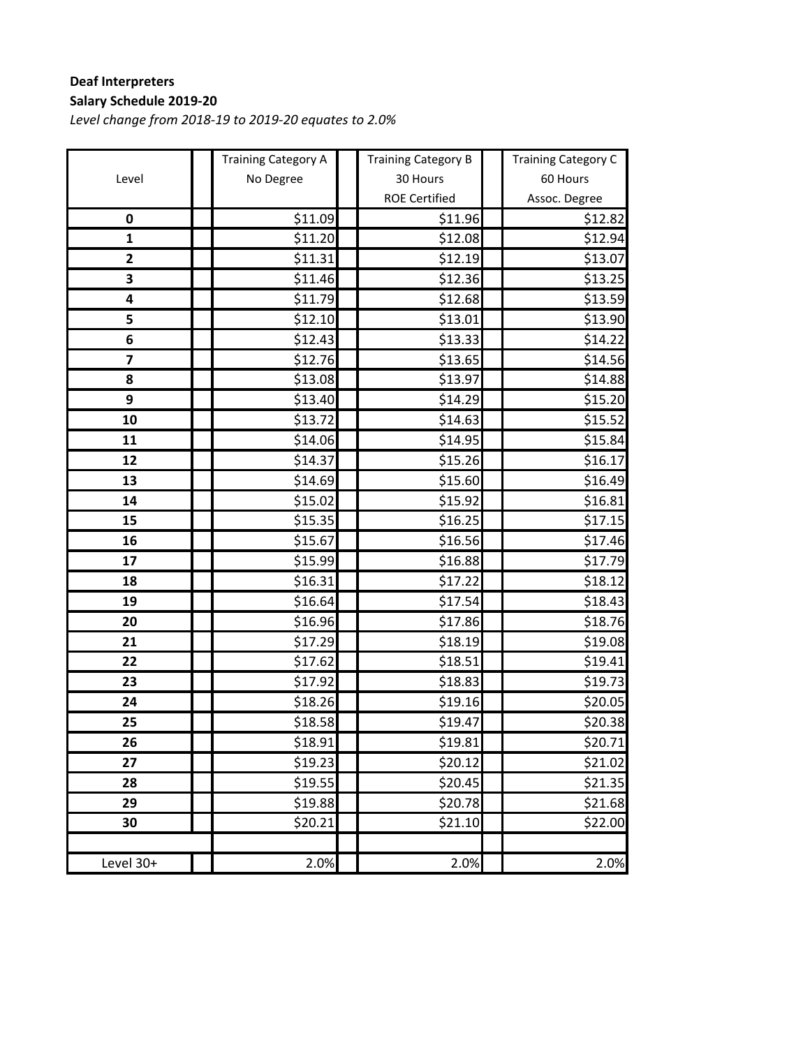**Deaf Interpreters**

**Salary Schedule 2019-20**

*Level change from 2018-19 to 2019-20 equates to 2.0%*

| Level | Training Category A No Degree | Training Category B 30 Hours ROE Certified | Training Category C 60 Hours Assoc. Degree |
|---|---|---|---|
| **0** | $11.09 | $11.96 | $12.82 |
| **1** | $11.20 | $12.08 | $12.94 |
| **2** | $11.31 | $12.19 | $13.07 |
| **3** | $11.46 | $12.36 | $13.25 |
| **4** | $11.79 | $12.68 | $13.59 |
| **5** | $12.10 | $13.01 | $13.90 |
| **6** | $12.43 | $13.33 | $14.22 |
| **7** | $12.76 | $13.65 | $14.56 |
| **8** | $13.08 | $13.97 | $14.88 |
| **9** | $13.40 | $14.29 | $15.20 |
| **10** | $13.72 | $14.63 | $15.52 |
| **11** | $14.06 | $14.95 | $15.84 |
| **12** | $14.37 | $15.26 | $16.17 |
| **13** | $14.69 | $15.60 | $16.49 |
| **14** | $15.02 | $15.92 | $16.81 |
| **15** | $15.35 | $16.25 | $17.15 |
| **16** | $15.67 | $16.56 | $17.46 |
| **17** | $15.99 | $16.88 | $17.79 |
| **18** | $16.31 | $17.22 | $18.12 |
| **19** | $16.64 | $17.54 | $18.43 |
| **20** | $16.96 | $17.86 | $18.76 |
| **21** | $17.29 | $18.19 | $19.08 |
| **22** | $17.62 | $18.51 | $19.41 |
| **23** | $17.92 | $18.83 | $19.73 |
| **24** | $18.26 | $19.16 | $20.05 |
| **25** | $18.58 | $19.47 | $20.38 |
| **26** | $18.91 | $19.81 | $20.71 |
| **27** | $19.23 | $20.12 | $21.02 |
| **28** | $19.55 | $20.45 | $21.35 |
| **29** | $19.88 | $20.78 | $21.68 |
| **30** | $20.21 | $21.10 | $22.00 |
| | | | |
| Level 30+ | 2.0% | 2.0% | 2.0% |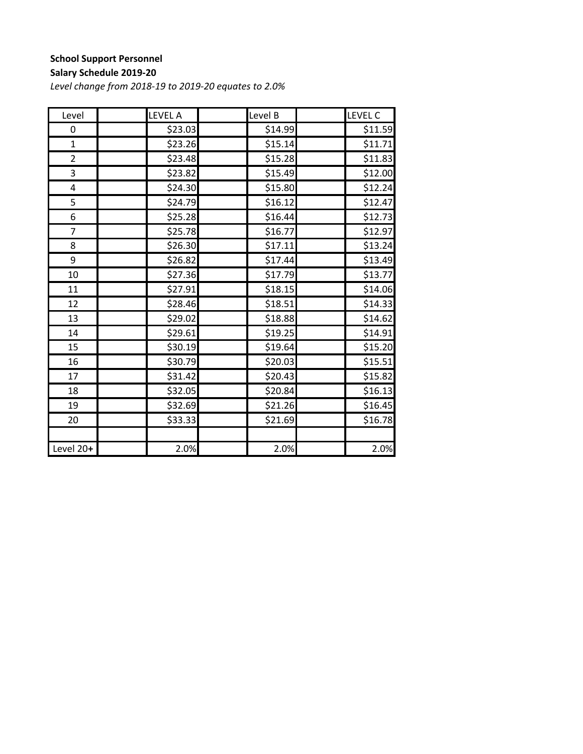**School Support Personnel**

**Salary Schedule 2019-20**

*Level change from 2018-19 to 2019-20 equates to 2.0%*

| Level | | LEVEL A | | Level B | | LEVEL C |
|---|---|---|---|---|---|---|
| 0 | | $23.03 | | $14.99 | | $11.59 |
| 1 | | $23.26 | | $15.14 | | $11.71 |
| 2 | | $23.48 | | $15.28 | | $11.83 |
| 3 | | $23.82 | | $15.49 | | $12.00 |
| 4 | | $24.30 | | $15.80 | | $12.24 |
| 5 | | $24.79 | | $16.12 | | $12.47 |
| 6 | | $25.28 | | $16.44 | | $12.73 |
| 7 | | $25.78 | | $16.77 | | $12.97 |
| 8 | | $26.30 | | $17.11 | | $13.24 |
| 9 | | $26.82 | | $17.44 | | $13.49 |
| 10 | | $27.36 | | $17.79 | | $13.77 |
| 11 | | $27.91 | | $18.15 | | $14.06 |
| 12 | | $28.46 | | $18.51 | | $14.33 |
| 13 | | $29.02 | | $18.88 | | $14.62 |
| 14 | | $29.61 | | $19.25 | | $14.91 |
| 15 | | $30.19 | | $19.64 | | $15.20 |
| 16 | | $30.79 | | $20.03 | | $15.51 |
| 17 | | $31.42 | | $20.43 | | $15.82 |
| 18 | | $32.05 | | $20.84 | | $16.13 |
| 19 | | $32.69 | | $21.26 | | $16.45 |
| 20 | | $33.33 | | $21.69 | | $16.78 |
| | | | | | | |
| Level 20**+** | | 2.0% | | 2.0% | | 2.0% |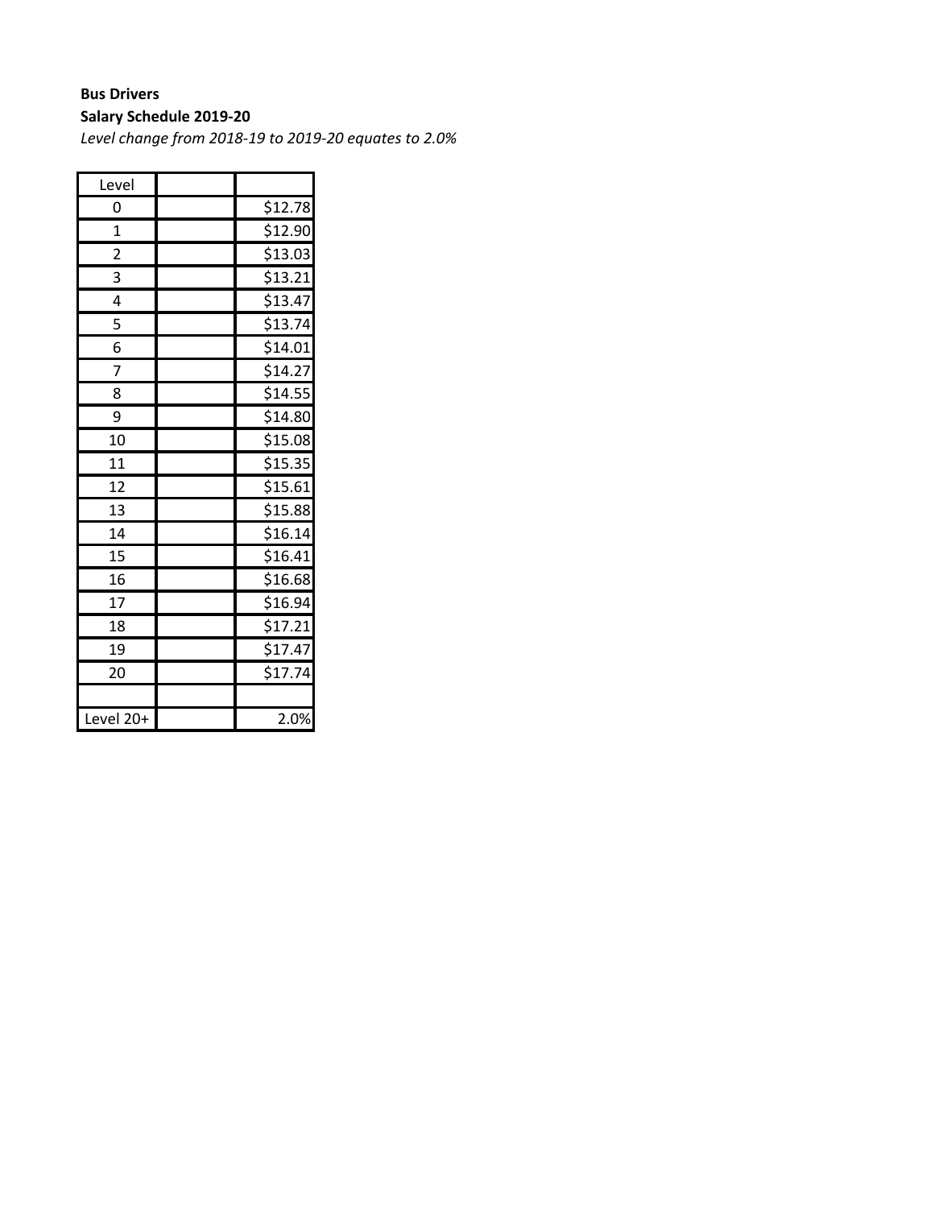**Bus Drivers**

**Salary Schedule 2019-20**

*Level change from 2018-19 to 2019-20 equates to 2.0%*

| Level | | |
|---|---|---|
| 0 | | $12.78 |
| 1 | | $12.90 |
| 2 | | $13.03 |
| 3 | | $13.21 |
| 4 | | $13.47 |
| 5 | | $13.74 |
| 6 | | $14.01 |
| 7 | | $14.27 |
| 8 | | $14.55 |
| 9 | | $14.80 |
| 10 | | $15.08 |
| 11 | | $15.35 |
| 12 | | $15.61 |
| 13 | | $15.88 |
| 14 | | $16.14 |
| 15 | | $16.41 |
| 16 | | $16.68 |
| 17 | | $16.94 |
| 18 | | $17.21 |
| 19 | | $17.47 |
| 20 | | $17.74 |
| | | |
| Level 20+ | | 2.0% |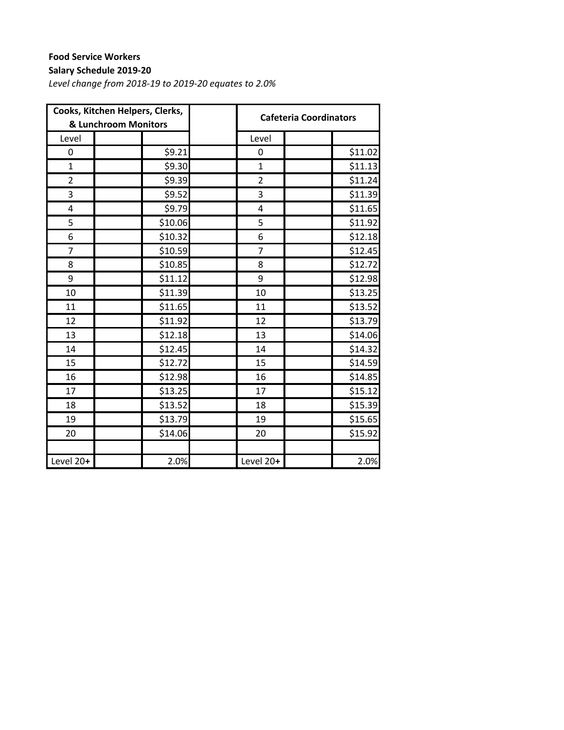**Food Service Workers**

**Salary Schedule 2019-20**

*Level change from 2018-19 to 2019-20 equates to 2.0%*

| Cooks, Kitchen Helpers, Clerks, & Lunchroom Monitors | | | | Cafeteria Coordinators | | |
|---|---|---|---|---|---|---|
| Level | | | | Level | | |
| 0 | | $9.21 | | 0 | | $11.02 |
| 1 | | $9.30 | | 1 | | $11.13 |
| 2 | | $9.39 | | 2 | | $11.24 |
| 3 | | $9.52 | | 3 | | $11.39 |
| 4 | | $9.79 | | 4 | | $11.65 |
| 5 | | $10.06 | | 5 | | $11.92 |
| 6 | | $10.32 | | 6 | | $12.18 |
| 7 | | $10.59 | | 7 | | $12.45 |
| 8 | | $10.85 | | 8 | | $12.72 |
| 9 | | $11.12 | | 9 | | $12.98 |
| 10 | | $11.39 | | 10 | | $13.25 |
| 11 | | $11.65 | | 11 | | $13.52 |
| 12 | | $11.92 | | 12 | | $13.79 |
| 13 | | $12.18 | | 13 | | $14.06 |
| 14 | | $12.45 | | 14 | | $14.32 |
| 15 | | $12.72 | | 15 | | $14.59 |
| 16 | | $12.98 | | 16 | | $14.85 |
| 17 | | $13.25 | | 17 | | $15.12 |
| 18 | | $13.52 | | 18 | | $15.39 |
| 19 | | $13.79 | | 19 | | $15.65 |
| 20 | | $14.06 | | 20 | | $15.92 |
| | | | | | | |
| Level 20**+** | | 2.0% | | Level 20**+** | | 2.0% |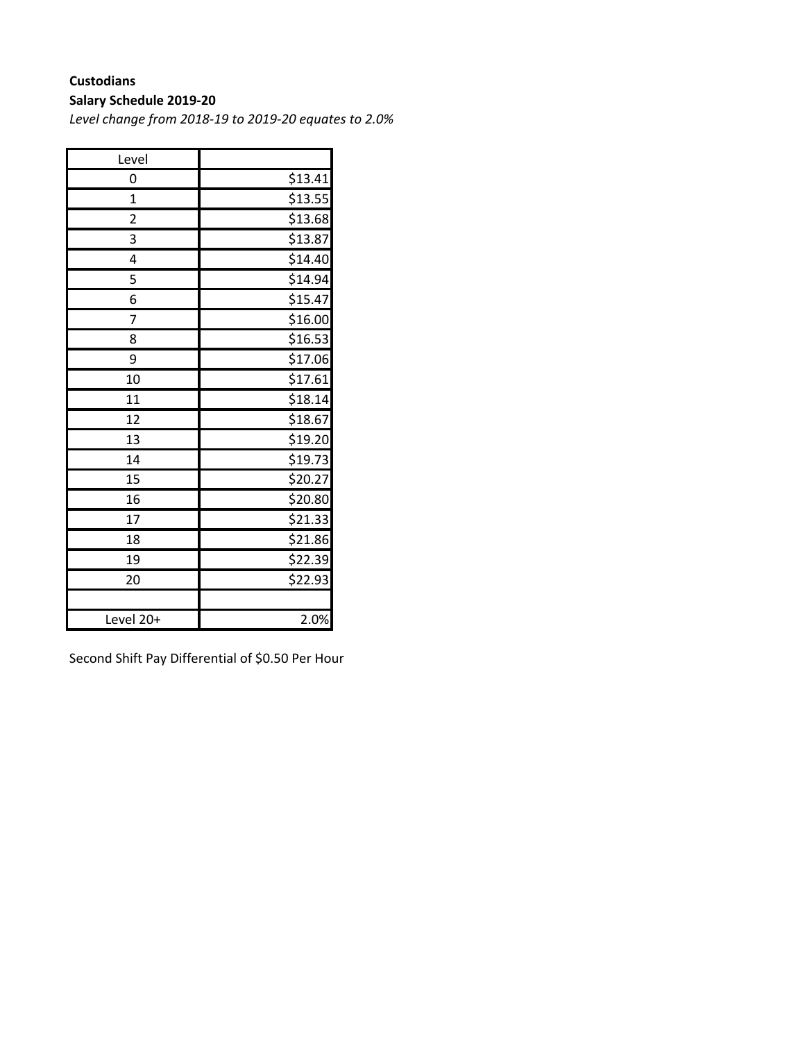**Custodians**

**Salary Schedule 2019-20**

*Level change from 2018-19 to 2019-20 equates to 2.0%*

| Level | |
|---|---|
| 0 | $13.41 |
| 1 | $13.55 |
| 2 | $13.68 |
| 3 | $13.87 |
| 4 | $14.40 |
| 5 | $14.94 |
| 6 | $15.47 |
| 7 | $16.00 |
| 8 | $16.53 |
| 9 | $17.06 |
| 10 | $17.61 |
| 11 | $18.14 |
| 12 | $18.67 |
| 13 | $19.20 |
| 14 | $19.73 |
| 15 | $20.27 |
| 16 | $20.80 |
| 17 | $21.33 |
| 18 | $21.86 |
| 19 | $22.39 |
| 20 | $22.93 |
| | |
| Level 20+ | 2.0% |

Second Shift Pay Differential of $0.50 Per Hour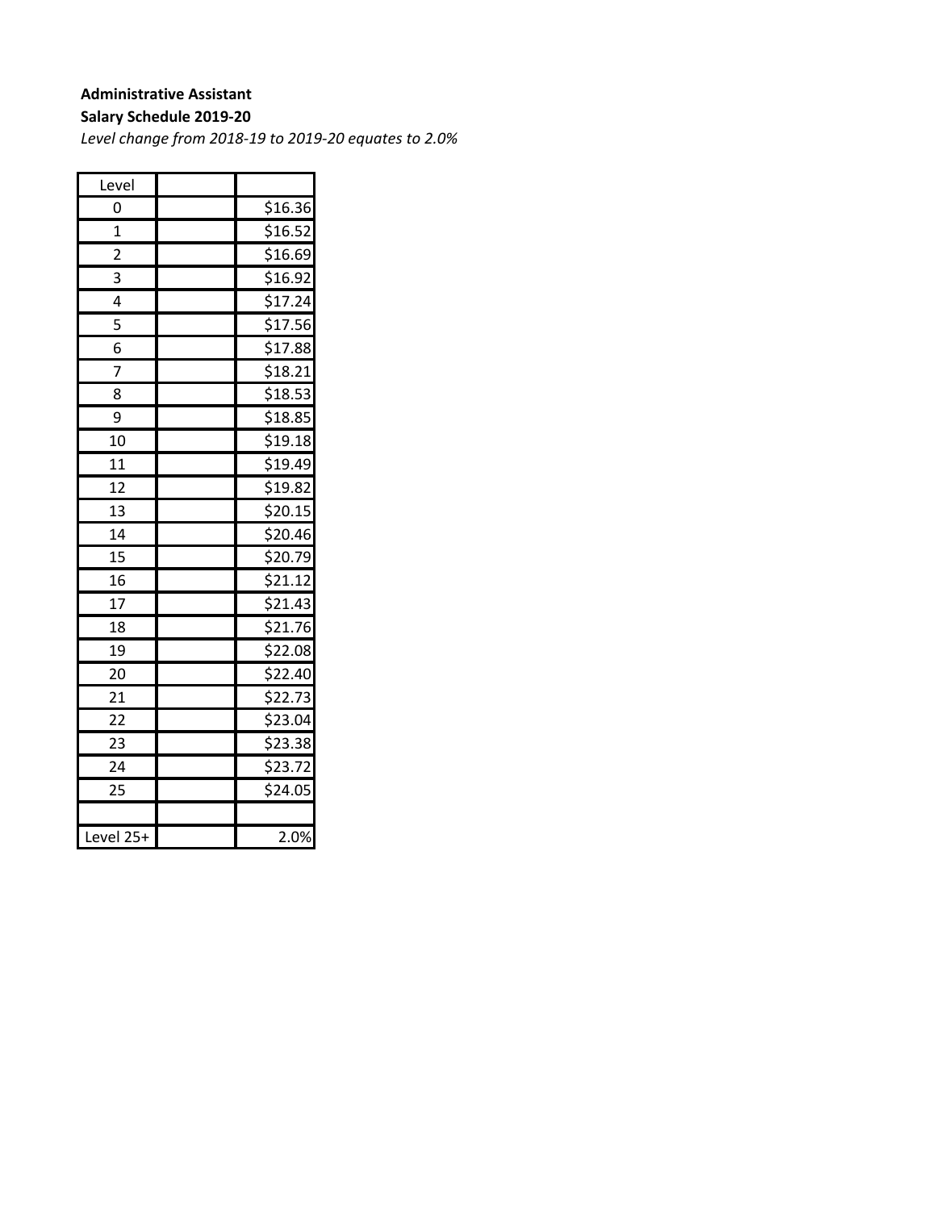**Administrative Assistant**

**Salary Schedule 2019-20**

*Level change from 2018-19 to 2019-20 equates to 2.0%*

| Level | | |
|---|---|---|
| 0 | | $16.36 |
| 1 | | $16.52 |
| 2 | | $16.69 |
| 3 | | $16.92 |
| 4 | | $17.24 |
| 5 | | $17.56 |
| 6 | | $17.88 |
| 7 | | $18.21 |
| 8 | | $18.53 |
| 9 | | $18.85 |
| 10 | | $19.18 |
| 11 | | $19.49 |
| 12 | | $19.82 |
| 13 | | $20.15 |
| 14 | | $20.46 |
| 15 | | $20.79 |
| 16 | | $21.12 |
| 17 | | $21.43 |
| 18 | | $21.76 |
| 19 | | $22.08 |
| 20 | | $22.40 |
| 21 | | $22.73 |
| 22 | | $23.04 |
| 23 | | $23.38 |
| 24 | | $23.72 |
| 25 | | $24.05 |
| | | |
| Level 25+ | | 2.0% |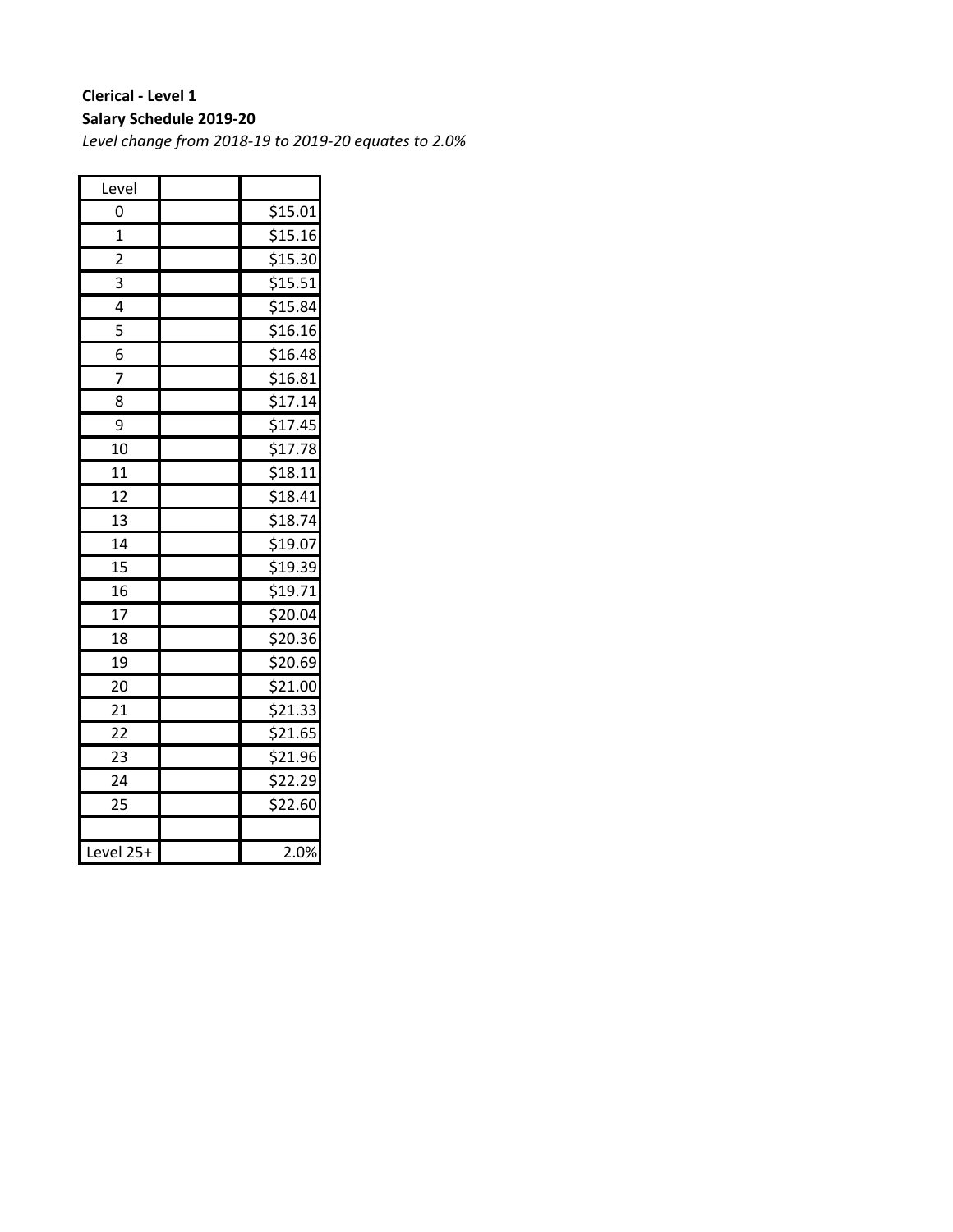**Clerical - Level 1**

**Salary Schedule 2019-20**

*Level change from 2018-19 to 2019-20 equates to 2.0%*

| Level | | |
|---|---|---|
| 0 | | $15.01 |
| 1 | | $15.16 |
| 2 | | $15.30 |
| 3 | | $15.51 |
| 4 | | $15.84 |
| 5 | | $16.16 |
| 6 | | $16.48 |
| 7 | | $16.81 |
| 8 | | $17.14 |
| 9 | | $17.45 |
| 10 | | $17.78 |
| 11 | | $18.11 |
| 12 | | $18.41 |
| 13 | | $18.74 |
| 14 | | $19.07 |
| 15 | | $19.39 |
| 16 | | $19.71 |
| 17 | | $20.04 |
| 18 | | $20.36 |
| 19 | | $20.69 |
| 20 | | $21.00 |
| 21 | | $21.33 |
| 22 | | $21.65 |
| 23 | | $21.96 |
| 24 | | $22.29 |
| 25 | | $22.60 |
| | | |
| Level 25+ | | 2.0% |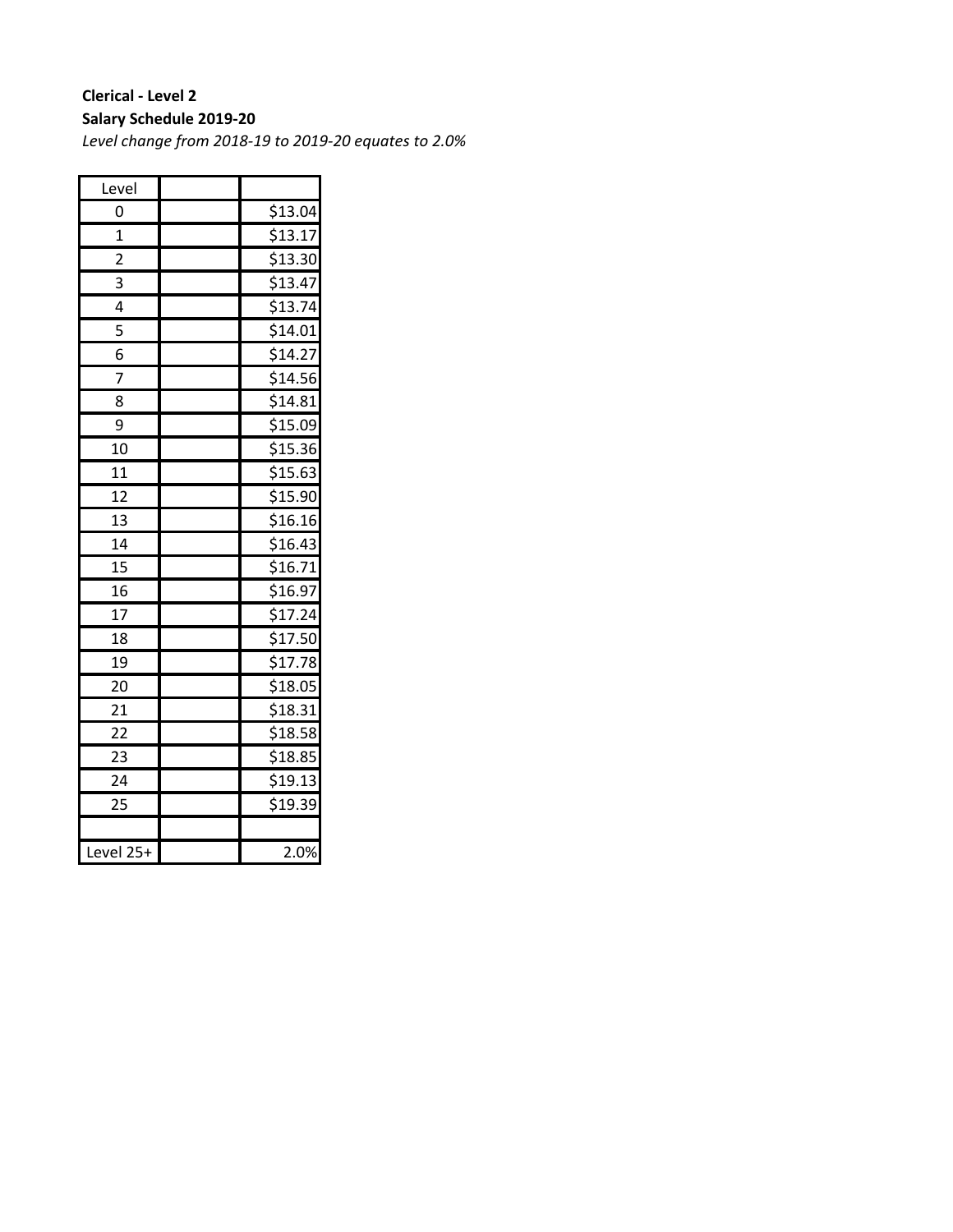**Clerical - Level 2**

**Salary Schedule 2019-20**

*Level change from 2018-19 to 2019-20 equates to 2.0%*

| Level | | |
|---|---|---|
| 0 | | $13.04 |
| 1 | | $13.17 |
| 2 | | $13.30 |
| 3 | | $13.47 |
| 4 | | $13.74 |
| 5 | | $14.01 |
| 6 | | $14.27 |
| 7 | | $14.56 |
| 8 | | $14.81 |
| 9 | | $15.09 |
| 10 | | $15.36 |
| 11 | | $15.63 |
| 12 | | $15.90 |
| 13 | | $16.16 |
| 14 | | $16.43 |
| 15 | | $16.71 |
| 16 | | $16.97 |
| 17 | | $17.24 |
| 18 | | $17.50 |
| 19 | | $17.78 |
| 20 | | $18.05 |
| 21 | | $18.31 |
| 22 | | $18.58 |
| 23 | | $18.85 |
| 24 | | $19.13 |
| 25 | | $19.39 |
| | | |
| Level 25+ | | 2.0% |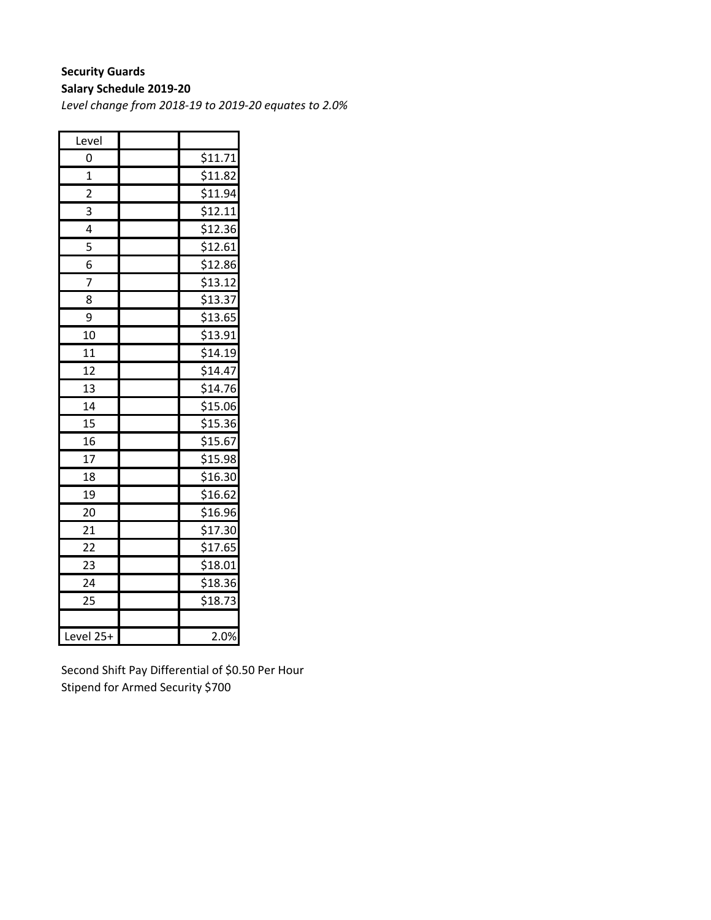**Security Guards**

**Salary Schedule 2019-20**

*Level change from 2018-19 to 2019-20 equates to 2.0%*

| Level | | |
|---|---|---|
| 0 | | $11.71 |
| 1 | | $11.82 |
| 2 | | $11.94 |
| 3 | | $12.11 |
| 4 | | $12.36 |
| 5 | | $12.61 |
| 6 | | $12.86 |
| 7 | | $13.12 |
| 8 | | $13.37 |
| 9 | | $13.65 |
| 10 | | $13.91 |
| 11 | | $14.19 |
| 12 | | $14.47 |
| 13 | | $14.76 |
| 14 | | $15.06 |
| 15 | | $15.36 |
| 16 | | $15.67 |
| 17 | | $15.98 |
| 18 | | $16.30 |
| 19 | | $16.62 |
| 20 | | $16.96 |
| 21 | | $17.30 |
| 22 | | $17.65 |
| 23 | | $18.01 |
| 24 | | $18.36 |
| 25 | | $18.73 |
| | | |
| Level 25+ | | 2.0% |

Second Shift Pay Differential of $0.50 Per Hour

Stipend for Armed Security $700